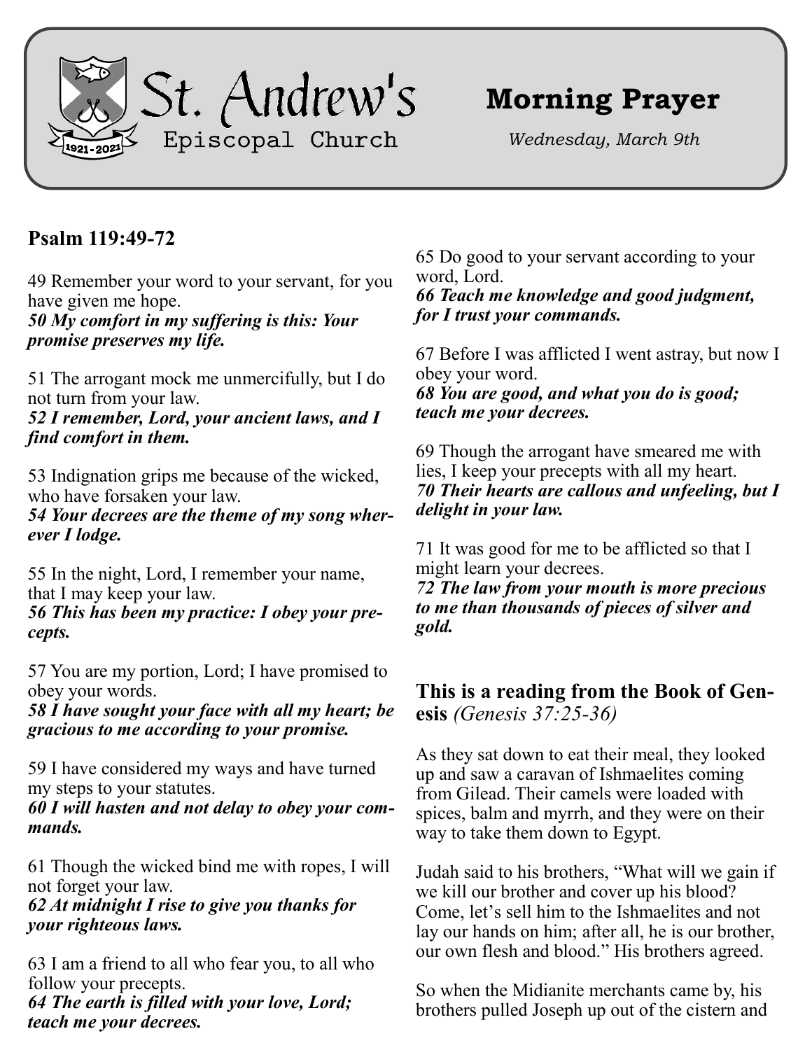# St. Andrew's Episcopal Church

1921-2021

# Morning Prayer

*Wednesday, March 9th*

## Psalm 119:49-72

49 Remember your word to your servant, for you have given me hope.
***50 My comfort in my suffering is this: Your promise preserves my life.***

51 The arrogant mock me unmercifully, but I do not turn from your law.
***52 I remember, Lord, your ancient laws, and I find comfort in them.***

53 Indignation grips me because of the wicked, who have forsaken your law.
***54 Your decrees are the theme of my song wherever I lodge.***

55 In the night, Lord, I remember your name, that I may keep your law.
***56 This has been my practice: I obey your precepts.***

57 You are my portion, Lord; I have promised to obey your words.
***58 I have sought your face with all my heart; be gracious to me according to your promise.***

59 I have considered my ways and have turned my steps to your statutes.
***60 I will hasten and not delay to obey your commands.***

61 Though the wicked bind me with ropes, I will not forget your law.
***62 At midnight I rise to give you thanks for your righteous laws.***

63 I am a friend to all who fear you, to all who follow your precepts.
***64 The earth is filled with your love, Lord; teach me your decrees.***

65 Do good to your servant according to your word, Lord.
***66 Teach me knowledge and good judgment, for I trust your commands.***

67 Before I was afflicted I went astray, but now I obey your word.
***68 You are good, and what you do is good; teach me your decrees.***

69 Though the arrogant have smeared me with lies, I keep your precepts with all my heart.
***70 Their hearts are callous and unfeeling, but I delight in your law.***

71 It was good for me to be afflicted so that I might learn your decrees.
***72 The law from your mouth is more precious to me than thousands of pieces of silver and gold.***

## This is a reading from the Book of Genesis *(Genesis 37:25-36)*

As they sat down to eat their meal, they looked up and saw a caravan of Ishmaelites coming from Gilead. Their camels were loaded with spices, balm and myrrh, and they were on their way to take them down to Egypt.

Judah said to his brothers, “What will we gain if we kill our brother and cover up his blood? Come, let’s sell him to the Ishmaelites and not lay our hands on him; after all, he is our brother, our own flesh and blood.” His brothers agreed.

So when the Midianite merchants came by, his brothers pulled Joseph up out of the cistern and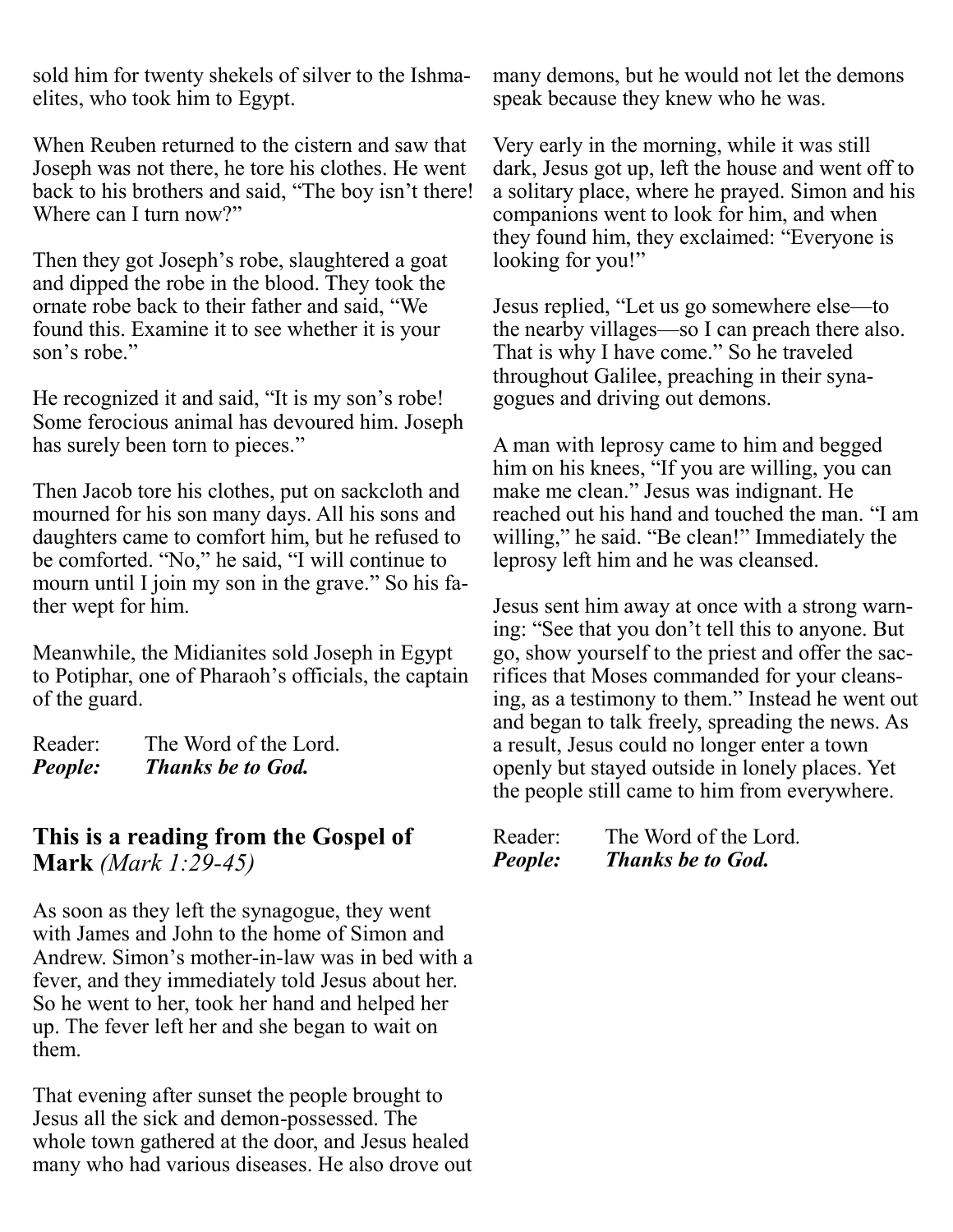sold him for twenty shekels of silver to the Ishmaelites, who took him to Egypt.

When Reuben returned to the cistern and saw that Joseph was not there, he tore his clothes. He went back to his brothers and said, "The boy isn't there! Where can I turn now?"

Then they got Joseph's robe, slaughtered a goat and dipped the robe in the blood. They took the ornate robe back to their father and said, "We found this. Examine it to see whether it is your son's robe."

He recognized it and said, "It is my son's robe! Some ferocious animal has devoured him. Joseph has surely been torn to pieces."

Then Jacob tore his clothes, put on sackcloth and mourned for his son many days. All his sons and daughters came to comfort him, but he refused to be comforted. "No," he said, "I will continue to mourn until I join my son in the grave." So his father wept for him.

Meanwhile, the Midianites sold Joseph in Egypt to Potiphar, one of Pharaoh's officials, the captain of the guard.

Reader: The Word of the Lord.
***People: Thanks be to God.***

## This is a reading from the Gospel of Mark *(Mark 1:29-45)*

As soon as they left the synagogue, they went with James and John to the home of Simon and Andrew. Simon's mother-in-law was in bed with a fever, and they immediately told Jesus about her. So he went to her, took her hand and helped her up. The fever left her and she began to wait on them.

That evening after sunset the people brought to Jesus all the sick and demon-possessed. The whole town gathered at the door, and Jesus healed many who had various diseases. He also drove out many demons, but he would not let the demons speak because they knew who he was.

Very early in the morning, while it was still dark, Jesus got up, left the house and went off to a solitary place, where he prayed. Simon and his companions went to look for him, and when they found him, they exclaimed: "Everyone is looking for you!"

Jesus replied, "Let us go somewhere else—to the nearby villages—so I can preach there also. That is why I have come." So he traveled throughout Galilee, preaching in their synagogues and driving out demons.

A man with leprosy came to him and begged him on his knees, "If you are willing, you can make me clean." Jesus was indignant. He reached out his hand and touched the man. "I am willing," he said. "Be clean!" Immediately the leprosy left him and he was cleansed.

Jesus sent him away at once with a strong warning: "See that you don't tell this to anyone. But go, show yourself to the priest and offer the sacrifices that Moses commanded for your cleansing, as a testimony to them." Instead he went out and began to talk freely, spreading the news. As a result, Jesus could no longer enter a town openly but stayed outside in lonely places. Yet the people still came to him from everywhere.

Reader: The Word of the Lord.
***People: Thanks be to God.***